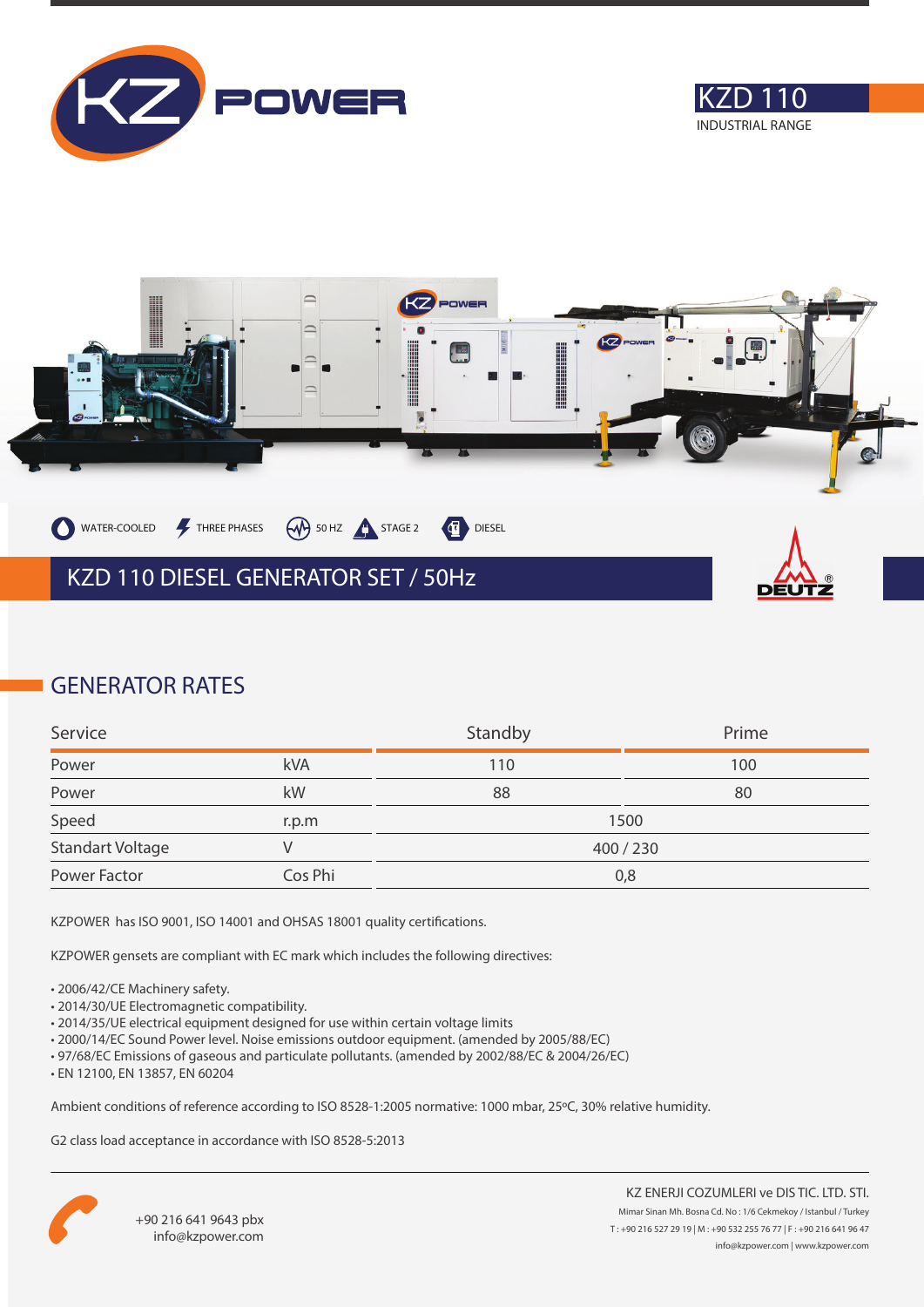# KZD 110

INDUSTRIAL RANGE

WATER-COOLED | THREE PHASES | 50 HZ | STAGE 2 | DIESEL

## KZD 110 DIESEL GENERATOR SET / 50Hz

## GENERATOR RATES

| Service | | Standby | Prime |
|---|---|---|---|
| Power | kVA | 110 | 100 |
| Power | kW | 88 | 80 |
| Speed | r.p.m | 1500 | |
| Standart Voltage | V | 400 / 230 | |
| Power Factor | Cos Phi | 0,8 | |

KZPOWER has ISO 9001, ISO 14001 and OHSAS 18001 quality certifications.

KZPOWER gensets are compliant with EC mark which includes the following directives:

- 2006/42/CE Machinery safety.
- 2014/30/UE Electromagnetic compatibility.
- 2014/35/UE electrical equipment designed for use within certain voltage limits
- 2000/14/EC Sound Power level. Noise emissions outdoor equipment. (amended by 2005/88/EC)
- 97/68/EC Emissions of gaseous and particulate pollutants. (amended by 2002/88/EC & 2004/26/EC)
- EN 12100, EN 13857, EN 60204

Ambient conditions of reference according to ISO 8528-1:2005 normative: 1000 mbar, 25ºC, 30% relative humidity.

G2 class load acceptance in accordance with ISO 8528-5:2013

+90 216 641 9643 pbx
info@kzpower.com

KZ ENERJI COZUMLERI ve DIS TIC. LTD. STI.
Mimar Sinan Mh. Bosna Cd. No : 1/6 Cekmekoy / Istanbul / Turkey
T : +90 216 527 29 19 | M : +90 532 255 76 77 | F : +90 216 641 96 47
info@kzpower.com | www.kzpower.com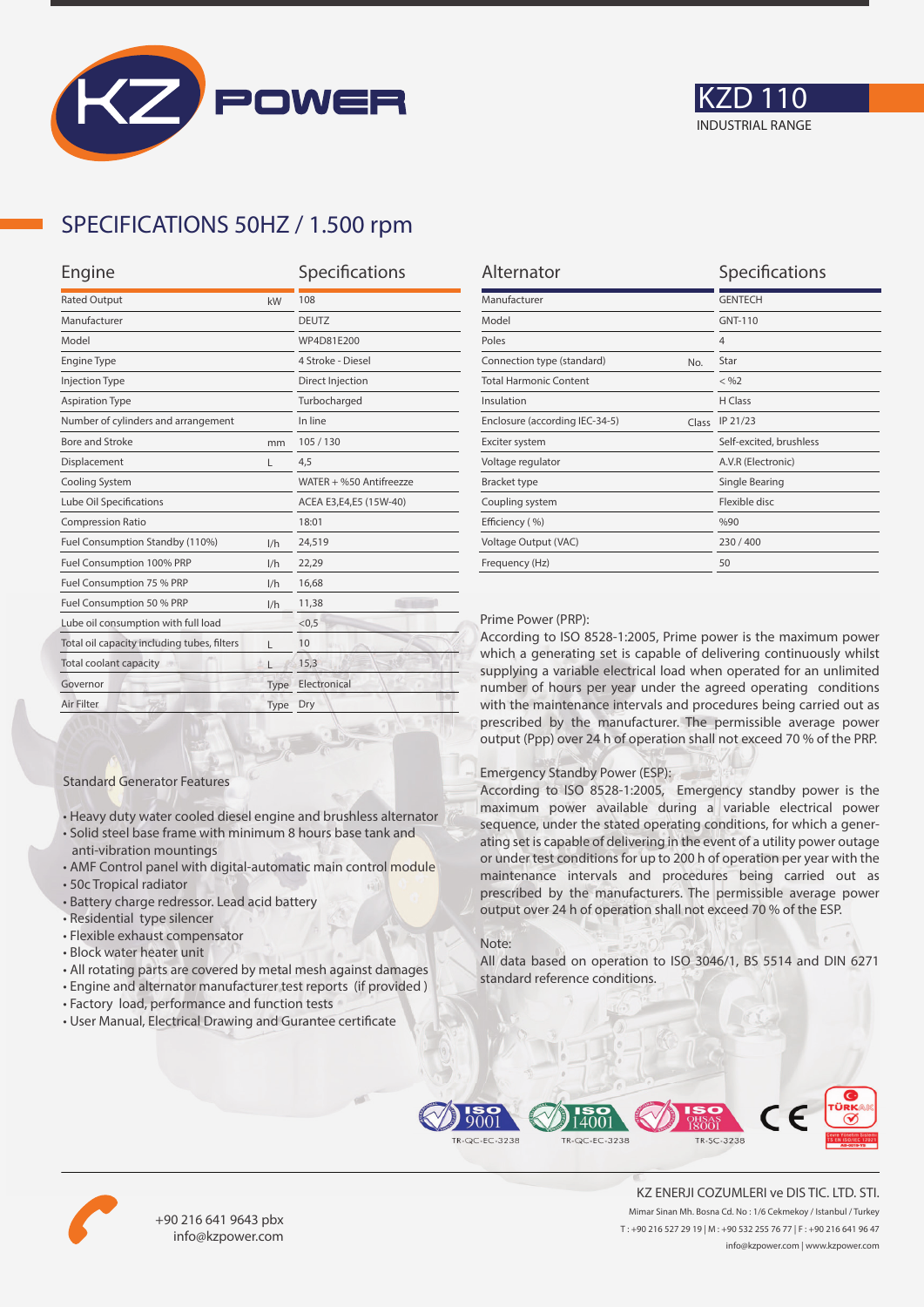KZ POWER

# KZD 110

INDUSTRIAL RANGE

## SPECIFICATIONS 50HZ / 1.500 rpm

| Engine | | Specifications |
|---|---|---|
| Rated Output | kW | 108 |
| Manufacturer | | DEUTZ |
| Model | | WP4D81E200 |
| Engine Type | | 4 Stroke - Diesel |
| Injection Type | | Direct Injection |
| Aspiration Type | | Turbocharged |
| Number of cylinders and arrangement | | In line |
| Bore and Stroke | mm | 105 / 130 |
| Displacement | L | 4,5 |
| Cooling System | | WATER + %50 Antifreezze |
| Lube Oil Specifications | | ACEA E3,E4,E5 (15W-40) |
| Compression Ratio | | 18:01 |
| Fuel Consumption Standby (110%) | l/h | 24,519 |
| Fuel Consumption 100% PRP | l/h | 22,29 |
| Fuel Consumption 75 % PRP | l/h | 16,68 |
| Fuel Consumption 50 % PRP | l/h | 11,38 |
| Lube oil consumption with full load | | <0,5 |
| Total oil capacity including tubes, filters | L | 10 |
| Total coolant capacity | L | 15,3 |
| Governor | Type | Electronical |
| Air Filter | Type | Dry |

| Alternator | | Specifications |
|---|---|---|
| Manufacturer | | GENTECH |
| Model | | GNT-110 |
| Poles | | 4 |
| Connection type (standard) | No. | Star |
| Total Harmonic Content | | < %2 |
| Insulation | | H Class |
| Enclosure (according IEC-34-5) | Class | IP 21/23 |
| Exciter system | | Self-excited, brushless |
| Voltage regulator | | A.V.R (Electronic) |
| Bracket type | | Single Bearing |
| Coupling system | | Flexible disc |
| Efficiency ( %) | | %90 |
| Voltage Output (VAC) | | 230 / 400 |
| Frequency (Hz) | | 50 |

### Standard Generator Features

- Heavy duty water cooled diesel engine and brushless alternator
- Solid steel base frame with minimum 8 hours base tank and anti-vibration mountings
- AMF Control panel with digital-automatic main control module
- 50c Tropical radiator
- Battery charge redressor. Lead acid battery
- Residential type silencer
- Flexible exhaust compensator
- Block water heater unit
- All rotating parts are covered by metal mesh against damages
- Engine and alternator manufacturer test reports (if provided )
- Factory load, performance and function tests
- User Manual, Electrical Drawing and Gurantee certificate

Prime Power (PRP):

According to ISO 8528-1:2005, Prime power is the maximum power which a generating set is capable of delivering continuously whilst supplying a variable electrical load when operated for an unlimited number of hours per year under the agreed operating conditions with the maintenance intervals and procedures being carried out as prescribed by the manufacturer. The permissible average power output (Ppp) over 24 h of operation shall not exceed 70 % of the PRP.

Emergency Standby Power (ESP):

According to ISO 8528-1:2005, Emergency standby power is the maximum power available during a variable electrical power sequence, under the stated operating conditions, for which a generating set is capable of delivering in the event of a utility power outage or under test conditions for up to 200 h of operation per year with the maintenance intervals and procedures being carried out as prescribed by the manufacturers. The permissible average power output over 24 h of operation shall not exceed 70 % of the ESP.

Note:

All data based on operation to ISO 3046/1, BS 5514 and DIN 6271 standard reference conditions.

ISO 9001 TR-QC-EC-3238 | ISO 14001 TR-QC-EC-3238 | ISO OHSAS 18001 TR-SC-3238 | CE | TÜRKAK

+90 216 641 9643 pbx
info@kzpower.com

KZ ENERJI COZUMLERI ve DIS TIC. LTD. STI.
Mimar Sinan Mh. Bosna Cd. No : 1/6 Cekmekoy / Istanbul / Turkey
T : +90 216 527 29 19 | M : +90 532 255 76 77 | F : +90 216 641 96 47
info@kzpower.com | www.kzpower.com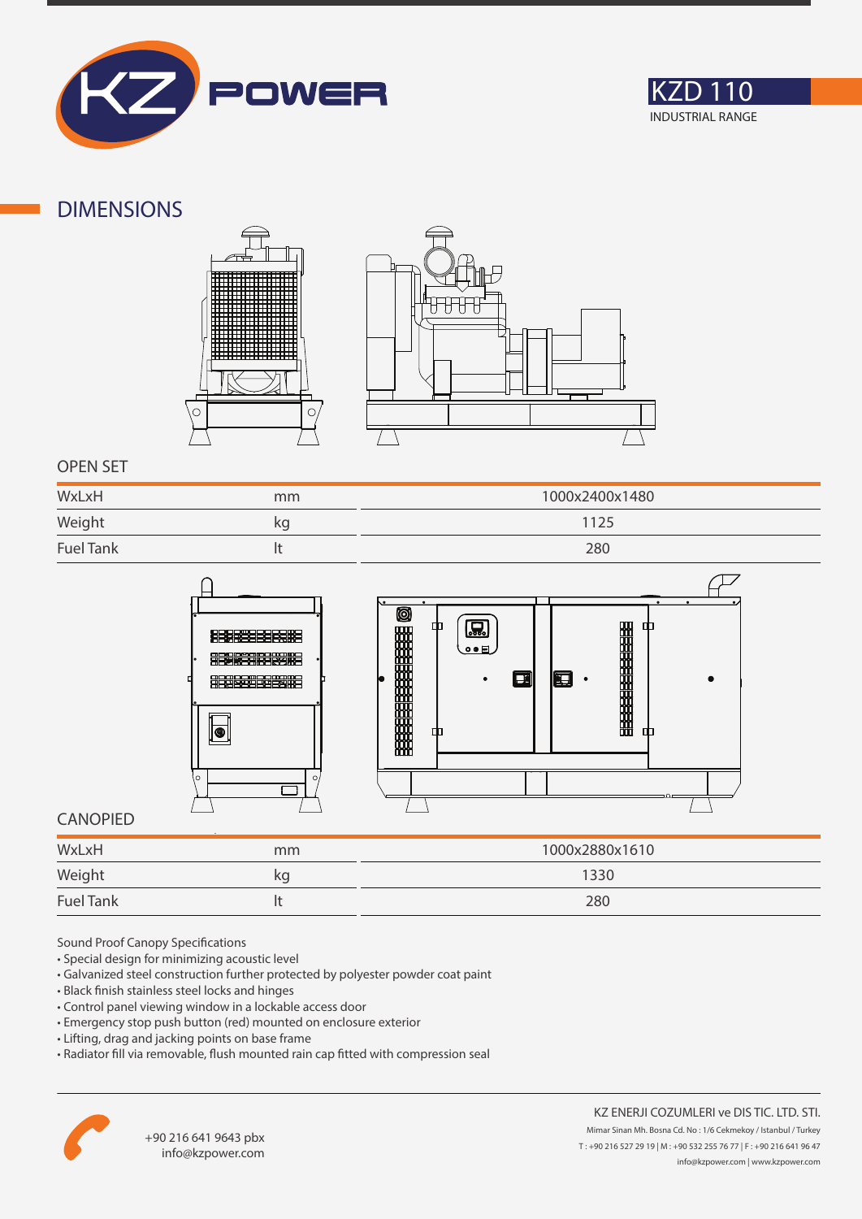# KZD 110

INDUSTRIAL RANGE

## DIMENSIONS

### OPEN SET

| | | |
|---|---|---|
| WxLxH | mm | 1000x2400x1480 |
| Weight | kg | 1125 |
| Fuel Tank | lt | 280 |

### CANOPIED

| | | |
|---|---|---|
| WxLxH | mm | 1000x2880x1610 |
| Weight | kg | 1330 |
| Fuel Tank | lt | 280 |

Sound Proof Canopy Specifications

- Special design for minimizing acoustic level
- Galvanized steel construction further protected by polyester powder coat paint
- Black finish stainless steel locks and hinges
- Control panel viewing window in a lockable access door
- Emergency stop push button (red) mounted on enclosure exterior
- Lifting, drag and jacking points on base frame
- Radiator fill via removable, flush mounted rain cap fitted with compression seal

+90 216 641 9643 pbx
info@kzpower.com

KZ ENERJI COZUMLERI ve DIS TIC. LTD. STI.
Mimar Sinan Mh. Bosna Cd. No : 1/6 Cekmekoy / Istanbul / Turkey
T : +90 216 527 29 19 | M : +90 532 255 76 77 | F : +90 216 641 96 47
info@kzpower.com | www.kzpower.com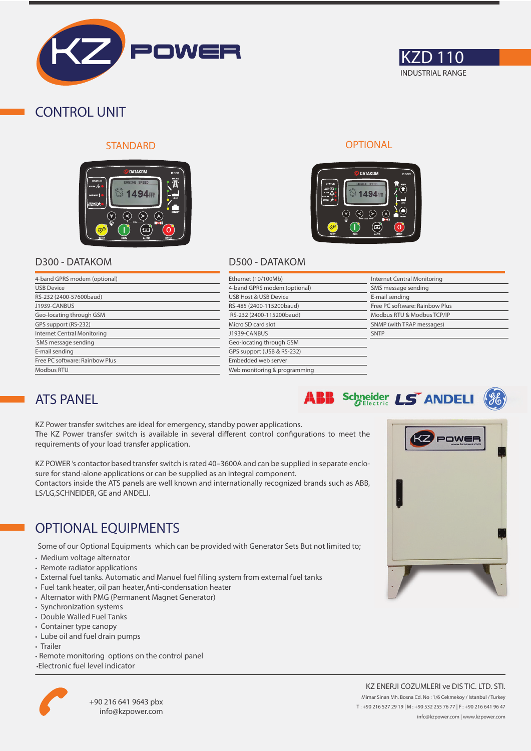KZD 110

INDUSTRIAL RANGE

# CONTROL UNIT

STANDARD

OPTIONAL

## D300 - DATAKOM

| |
|---|
| 4-band GPRS modem (optional) |
| USB Device |
| RS-232 (2400-57600baud) |
| J1939-CANBUS |
| Geo-locating through GSM |
| GPS support (RS-232) |
| Internet Central Monitoring |
| SMS message sending |
| E-mail sending |
| Free PC software: Rainbow Plus |
| Modbus RTU |

## D500 - DATAKOM

| | |
|---|---|
| Ethernet (10/100Mb) | Internet Central Monitoring |
| 4-band GPRS modem (optional) | SMS message sending |
| USB Host & USB Device | E-mail sending |
| RS-485 (2400-115200baud) | Free PC software: Rainbow Plus |
| RS-232 (2400-115200baud) | Modbus RTU & Modbus TCP/IP |
| Micro SD card slot | SNMP (with TRAP messages) |
| J1939-CANBUS | SNTP |
| Geo-locating through GSM | |
| GPS support (USB & RS-232) | |
| Embedded web server | |
| Web monitoring & programming | |

# ATS PANEL

KZ Power transfer switches are ideal for emergency, standby power applications.
The KZ Power transfer switch is available in several different control configurations to meet the requirements of your load transfer application.

KZ POWER 's contactor based transfer switch is rated 40–3600A and can be supplied in separate enclosure for stand-alone applications or can be supplied as an integral component.
Contactors inside the ATS panels are well known and internationally recognized brands such as ABB, LS/LG,SCHNEIDER, GE and ANDELI.

# OPTIONAL EQUIPMENTS

Some of our Optional Equipments which can be provided with Generator Sets But not limited to;

- Medium voltage alternator
- Remote radiator applications
- External fuel tanks. Automatic and Manuel fuel filling system from external fuel tanks
- Fuel tank heater, oil pan heater,Anti-condensation heater
- Alternator with PMG (Permanent Magnet Generator)
- Synchronization systems
- Double Walled Fuel Tanks
- Container type canopy
- Lube oil and fuel drain pumps
- Trailer
- Remote monitoring options on the control panel
- Electronic fuel level indicator

+90 216 641 9643 pbx
info@kzpower.com

KZ ENERJI COZUMLERI ve DIS TIC. LTD. STI.
Mimar Sinan Mh. Bosna Cd. No : 1/6 Cekmekoy / Istanbul / Turkey
T : +90 216 527 29 19 | M : +90 532 255 76 77 | F : +90 216 641 96 47
info@kzpower.com | www.kzpower.com